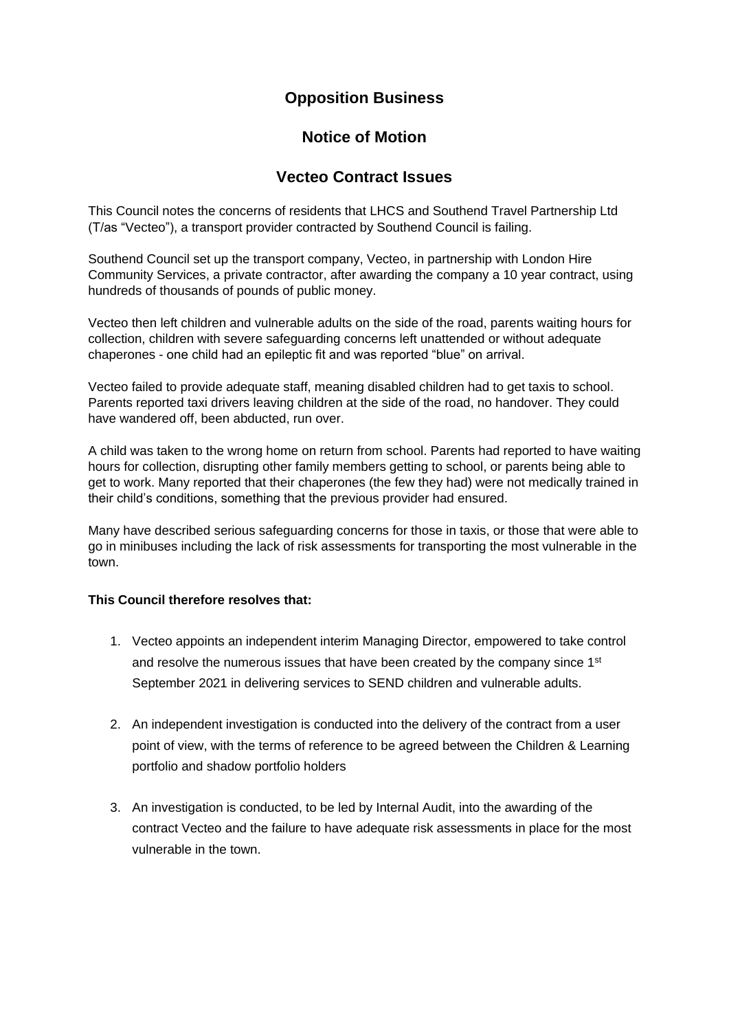# Opposition Business

## Notice of Motion

## Vecteo Contract Issues

This Council notes the concerns of residents that LHCS and Southend Travel Partnership Ltd (T/as "Vecteo"), a transport provider contracted by Southend Council is failing.

Southend Council set up the transport company, Vecteo, in partnership with London Hire Community Services, a private contractor, after awarding the company a 10 year contract, using hundreds of thousands of pounds of public money.

Vecteo then left children and vulnerable adults on the side of the road, parents waiting hours for collection, children with severe safeguarding concerns left unattended or without adequate chaperones - one child had an epileptic fit and was reported "blue" on arrival.

Vecteo failed to provide adequate staff, meaning disabled children had to get taxis to school. Parents reported taxi drivers leaving children at the side of the road, no handover. They could have wandered off, been abducted, run over.

A child was taken to the wrong home on return from school. Parents had reported to have waiting hours for collection, disrupting other family members getting to school, or parents being able to get to work. Many reported that their chaperones (the few they had) were not medically trained in their child's conditions, something that the previous provider had ensured.

Many have described serious safeguarding concerns for those in taxis, or those that were able to go in minibuses including the lack of risk assessments for transporting the most vulnerable in the town.

**This Council therefore resolves that:**

1. Vecteo appoints an independent interim Managing Director, empowered to take control and resolve the numerous issues that have been created by the company since 1st September 2021 in delivering services to SEND children and vulnerable adults.

2. An independent investigation is conducted into the delivery of the contract from a user point of view, with the terms of reference to be agreed between the Children & Learning portfolio and shadow portfolio holders

3. An investigation is conducted, to be led by Internal Audit, into the awarding of the contract Vecteo and the failure to have adequate risk assessments in place for the most vulnerable in the town.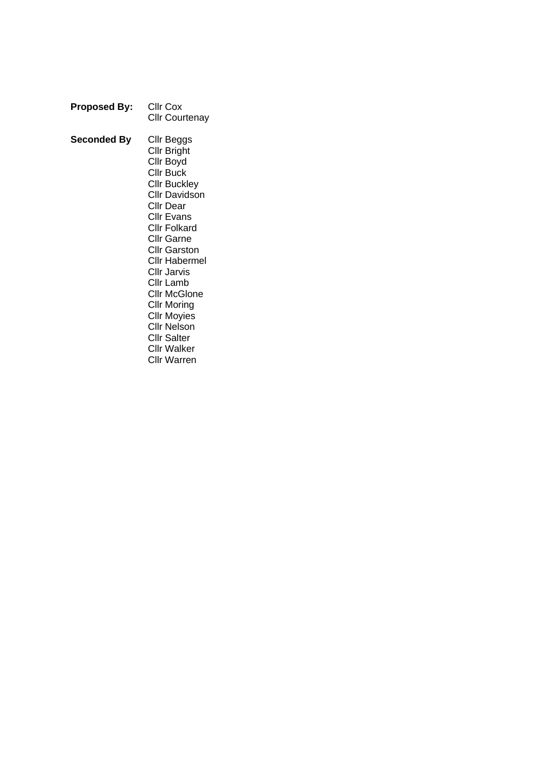**Proposed By:** Cllr Cox
Cllr Courtenay

**Seconded By** Cllr Beggs
Cllr Bright
Cllr Boyd
Cllr Buck
Cllr Buckley
Cllr Davidson
Cllr Dear
Cllr Evans
Cllr Folkard
Cllr Garne
Cllr Garston
Cllr Habermel
Cllr Jarvis
Cllr Lamb
Cllr McGlone
Cllr Moring
Cllr Moyies
Cllr Nelson
Cllr Salter
Cllr Walker
Cllr Warren